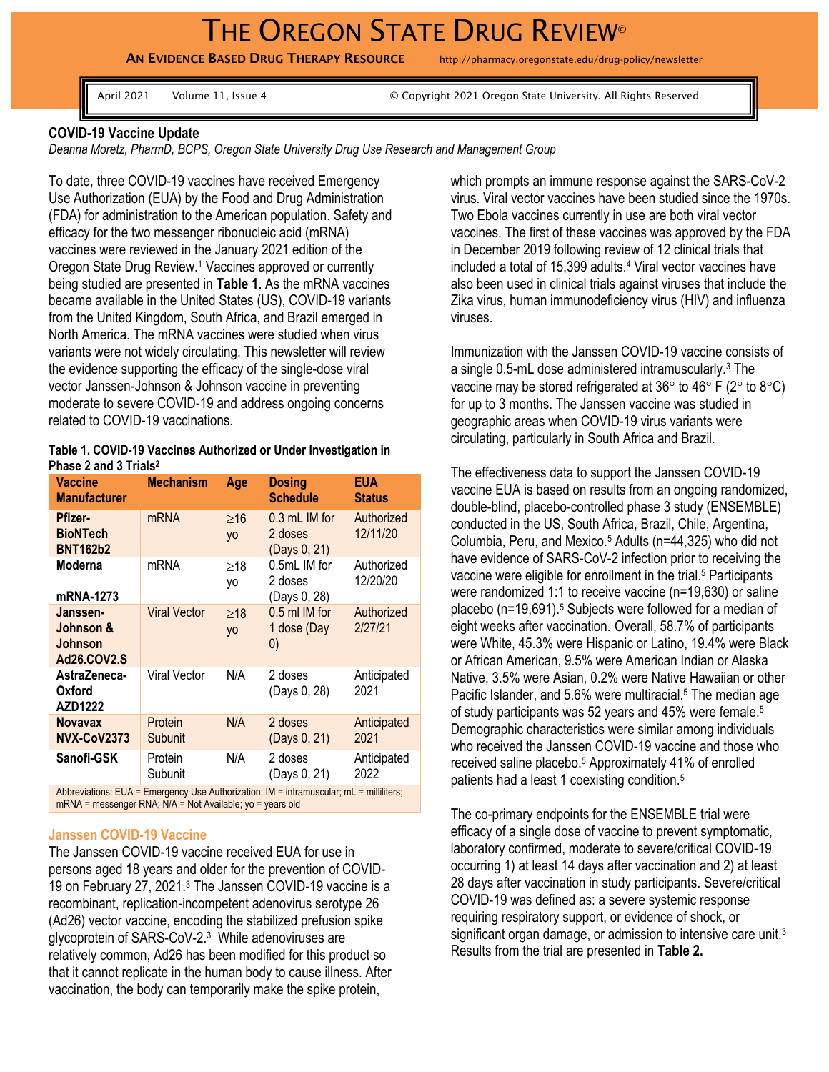# THE OREGON STATE DRUG REVIEW©

**AN EVIDENCE BASED DRUG THERAPY RESOURCE** http://pharmacy.oregonstate.edu/drug-policy/newsletter

April 2021 Volume 11, Issue 4 © Copyright 2021 Oregon State University. All Rights Reserved

## COVID-19 Vaccine Update

*Deanna Moretz, PharmD, BCPS, Oregon State University Drug Use Research and Management Group*

To date, three COVID-19 vaccines have received Emergency Use Authorization (EUA) by the Food and Drug Administration (FDA) for administration to the American population. Safety and efficacy for the two messenger ribonucleic acid (mRNA) vaccines were reviewed in the January 2021 edition of the Oregon State Drug Review.[1] Vaccines approved or currently being studied are presented in **Table 1.** As the mRNA vaccines became available in the United States (US), COVID-19 variants from the United Kingdom, South Africa, and Brazil emerged in North America. The mRNA vaccines were studied when virus variants were not widely circulating. This newsletter will review the evidence supporting the efficacy of the single-dose viral vector Janssen-Johnson & Johnson vaccine in preventing moderate to severe COVID-19 and address ongoing concerns related to COVID-19 vaccinations.

**Table 1. COVID-19 Vaccines Authorized or Under Investigation in Phase 2 and 3 Trials[2]**

| Vaccine Manufacturer | Mechanism | Age | Dosing Schedule | EUA Status |
|---|---|---|---|---|
| **Pfizer-BioNTech BNT162b2** | mRNA | ≥16 yo | 0.3 mL IM for 2 doses (Days 0, 21) | Authorized 12/11/20 |
| **Moderna mRNA-1273** | mRNA | ≥18 yo | 0.5mL IM for 2 doses (Days 0, 28) | Authorized 12/20/20 |
| **Janssen-Johnson & Johnson Ad26.COV2.S** | Viral Vector | ≥18 yo | 0.5 ml IM for 1 dose (Day 0) | Authorized 2/27/21 |
| **AstraZeneca-Oxford AZD1222** | Viral Vector | N/A | 2 doses (Days 0, 28) | Anticipated 2021 |
| **Novavax NVX-CoV2373** | Protein Subunit | N/A | 2 doses (Days 0, 21) | Anticipated 2021 |
| **Sanofi-GSK** | Protein Subunit | N/A | 2 doses (Days 0, 21) | Anticipated 2022 |

Abbreviations: EUA = Emergency Use Authorization; IM = intramuscular; mL = milliliters; mRNA = messenger RNA; N/A = Not Available; yo = years old

### Janssen COVID-19 Vaccine

The Janssen COVID-19 vaccine received EUA for use in persons aged 18 years and older for the prevention of COVID-19 on February 27, 2021.[3] The Janssen COVID-19 vaccine is a recombinant, replication-incompetent adenovirus serotype 26 (Ad26) vector vaccine, encoding the stabilized prefusion spike glycoprotein of SARS-CoV-2.[3] While adenoviruses are relatively common, Ad26 has been modified for this product so that it cannot replicate in the human body to cause illness. After vaccination, the body can temporarily make the spike protein, which prompts an immune response against the SARS-CoV-2 virus. Viral vector vaccines have been studied since the 1970s. Two Ebola vaccines currently in use are both viral vector vaccines. The first of these vaccines was approved by the FDA in December 2019 following review of 12 clinical trials that included a total of 15,399 adults.[4] Viral vector vaccines have also been used in clinical trials against viruses that include the Zika virus, human immunodeficiency virus (HIV) and influenza viruses.

Immunization with the Janssen COVID-19 vaccine consists of a single 0.5-mL dose administered intramuscularly.[3] The vaccine may be stored refrigerated at 36° to 46° F (2° to 8°C) for up to 3 months. The Janssen vaccine was studied in geographic areas when COVID-19 virus variants were circulating, particularly in South Africa and Brazil.

The effectiveness data to support the Janssen COVID-19 vaccine EUA is based on results from an ongoing randomized, double-blind, placebo-controlled phase 3 study (ENSEMBLE) conducted in the US, South Africa, Brazil, Chile, Argentina, Columbia, Peru, and Mexico.[5] Adults (n=44,325) who did not have evidence of SARS-CoV-2 infection prior to receiving the vaccine were eligible for enrollment in the trial.[5] Participants were randomized 1:1 to receive vaccine (n=19,630) or saline placebo (n=19,691).[5] Subjects were followed for a median of eight weeks after vaccination. Overall, 58.7% of participants were White, 45.3% were Hispanic or Latino, 19.4% were Black or African American, 9.5% were American Indian or Alaska Native, 3.5% were Asian, 0.2% were Native Hawaiian or other Pacific Islander, and 5.6% were multiracial.[5] The median age of study participants was 52 years and 45% were female.[5] Demographic characteristics were similar among individuals who received the Janssen COVID-19 vaccine and those who received saline placebo.[5] Approximately 41% of enrolled patients had a least 1 coexisting condition.[5]

The co-primary endpoints for the ENSEMBLE trial were efficacy of a single dose of vaccine to prevent symptomatic, laboratory confirmed, moderate to severe/critical COVID-19 occurring 1) at least 14 days after vaccination and 2) at least 28 days after vaccination in study participants. Severe/critical COVID-19 was defined as: a severe systemic response requiring respiratory support, or evidence of shock, or significant organ damage, or admission to intensive care unit.[3] Results from the trial are presented in **Table 2.**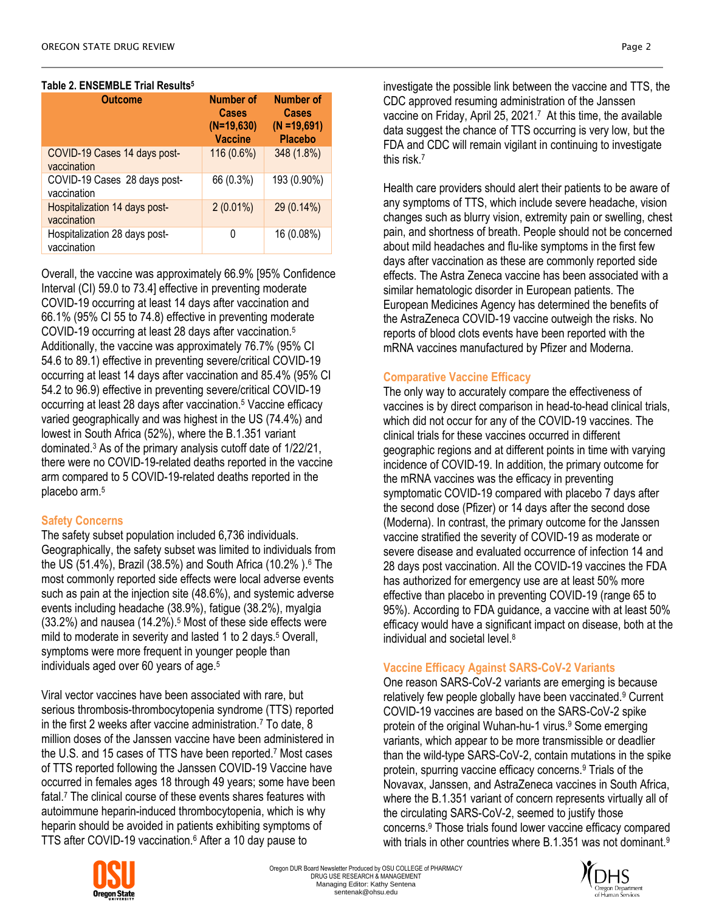**Table 2. ENSEMBLE Trial Results**[5]

| Outcome | Number of Cases (N=19,630) Vaccine | Number of Cases (N =19,691) Placebo |
|---|---|---|
| COVID-19 Cases 14 days post-vaccination | 116 (0.6%) | 348 (1.8%) |
| COVID-19 Cases 28 days post-vaccination | 66 (0.3%) | 193 (0.90%) |
| Hospitalization 14 days post-vaccination | 2 (0.01%) | 29 (0.14%) |
| Hospitalization 28 days post-vaccination | 0 | 16 (0.08%) |

Overall, the vaccine was approximately 66.9% [95% Confidence Interval (CI) 59.0 to 73.4] effective in preventing moderate COVID-19 occurring at least 14 days after vaccination and 66.1% (95% CI 55 to 74.8) effective in preventing moderate COVID-19 occurring at least 28 days after vaccination.[5] Additionally, the vaccine was approximately 76.7% (95% CI 54.6 to 89.1) effective in preventing severe/critical COVID-19 occurring at least 14 days after vaccination and 85.4% (95% CI 54.2 to 96.9) effective in preventing severe/critical COVID-19 occurring at least 28 days after vaccination.[5] Vaccine efficacy varied geographically and was highest in the US (74.4%) and lowest in South Africa (52%), where the B.1.351 variant dominated.[3] As of the primary analysis cutoff date of 1/22/21, there were no COVID-19-related deaths reported in the vaccine arm compared to 5 COVID-19-related deaths reported in the placebo arm.[5]

## Safety Concerns

The safety subset population included 6,736 individuals. Geographically, the safety subset was limited to individuals from the US (51.4%), Brazil (38.5%) and South Africa (10.2% ).[6] The most commonly reported side effects were local adverse events such as pain at the injection site (48.6%), and systemic adverse events including headache (38.9%), fatigue (38.2%), myalgia (33.2%) and nausea (14.2%).[5] Most of these side effects were mild to moderate in severity and lasted 1 to 2 days.[5] Overall, symptoms were more frequent in younger people than individuals aged over 60 years of age.[5]

Viral vector vaccines have been associated with rare, but serious thrombosis-thrombocytopenia syndrome (TTS) reported in the first 2 weeks after vaccine administration.[7] To date, 8 million doses of the Janssen vaccine have been administered in the U.S. and 15 cases of TTS have been reported.[7] Most cases of TTS reported following the Janssen COVID-19 Vaccine have occurred in females ages 18 through 49 years; some have been fatal.[7] The clinical course of these events shares features with autoimmune heparin-induced thrombocytopenia, which is why heparin should be avoided in patients exhibiting symptoms of TTS after COVID-19 vaccination.[6] After a 10 day pause to investigate the possible link between the vaccine and TTS, the CDC approved resuming administration of the Janssen vaccine on Friday, April 25, 2021.[7] At this time, the available data suggest the chance of TTS occurring is very low, but the FDA and CDC will remain vigilant in continuing to investigate this risk.[7]

Health care providers should alert their patients to be aware of any symptoms of TTS, which include severe headache, vision changes such as blurry vision, extremity pain or swelling, chest pain, and shortness of breath. People should not be concerned about mild headaches and flu-like symptoms in the first few days after vaccination as these are commonly reported side effects. The Astra Zeneca vaccine has been associated with a similar hematologic disorder in European patients. The European Medicines Agency has determined the benefits of the AstraZeneca COVID-19 vaccine outweigh the risks. No reports of blood clots events have been reported with the mRNA vaccines manufactured by Pfizer and Moderna.

## Comparative Vaccine Efficacy

The only way to accurately compare the effectiveness of vaccines is by direct comparison in head-to-head clinical trials, which did not occur for any of the COVID-19 vaccines. The clinical trials for these vaccines occurred in different geographic regions and at different points in time with varying incidence of COVID-19. In addition, the primary outcome for the mRNA vaccines was the efficacy in preventing symptomatic COVID-19 compared with placebo 7 days after the second dose (Pfizer) or 14 days after the second dose (Moderna). In contrast, the primary outcome for the Janssen vaccine stratified the severity of COVID-19 as moderate or severe disease and evaluated occurrence of infection 14 and 28 days post vaccination. All the COVID-19 vaccines the FDA has authorized for emergency use are at least 50% more effective than placebo in preventing COVID-19 (range 65 to 95%). According to FDA guidance, a vaccine with at least 50% efficacy would have a significant impact on disease, both at the individual and societal level.[8]

## Vaccine Efficacy Against SARS-CoV-2 Variants

One reason SARS-CoV-2 variants are emerging is because relatively few people globally have been vaccinated.[9] Current COVID-19 vaccines are based on the SARS-CoV-2 spike protein of the original Wuhan-hu-1 virus.[9] Some emerging variants, which appear to be more transmissible or deadlier than the wild-type SARS-CoV-2, contain mutations in the spike protein, spurring vaccine efficacy concerns.[9] Trials of the Novavax, Janssen, and AstraZeneca vaccines in South Africa, where the B.1.351 variant of concern represents virtually all of the circulating SARS-CoV-2, seemed to justify those concerns.[9] Those trials found lower vaccine efficacy compared with trials in other countries where B.1.351 was not dominant.[9]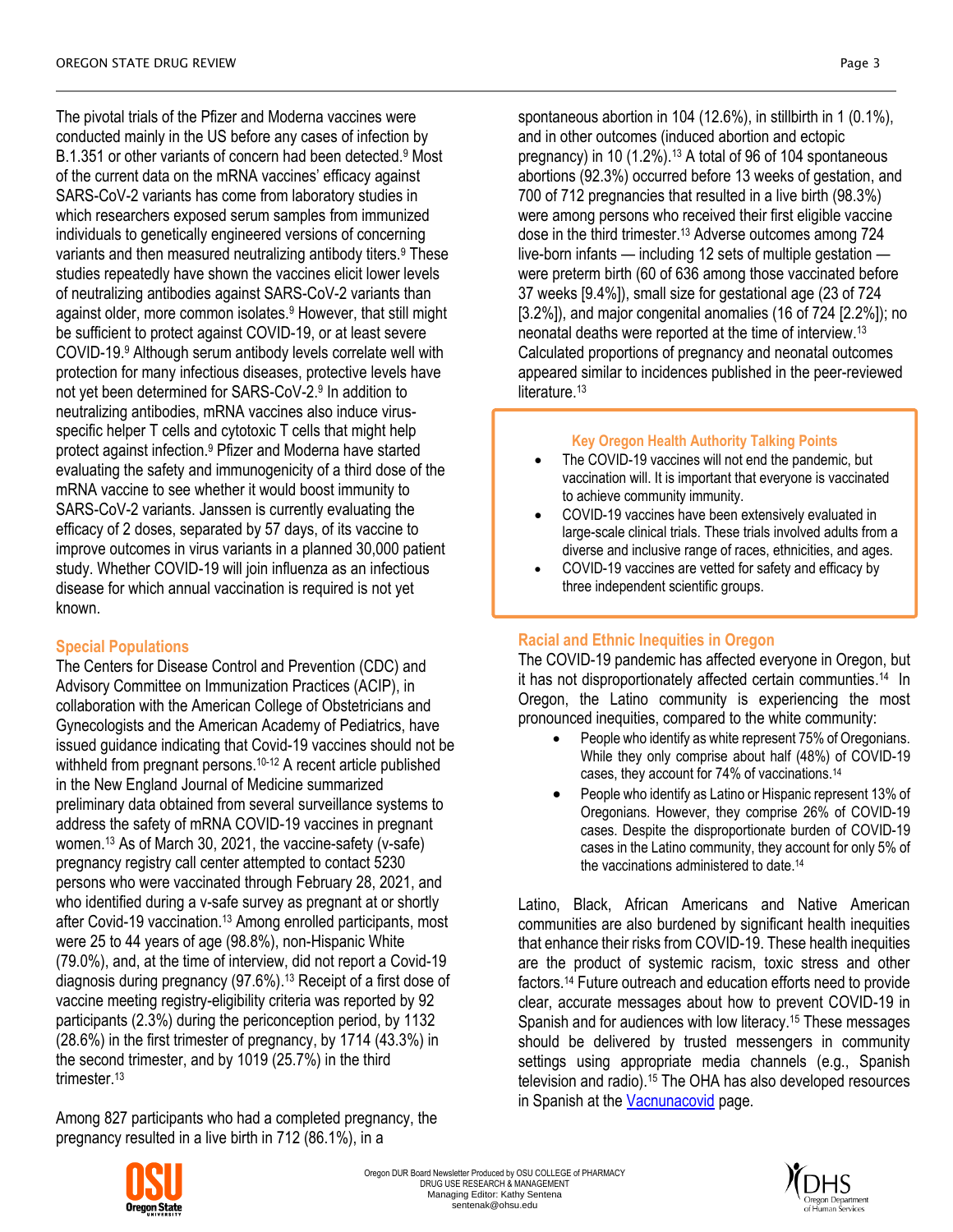The pivotal trials of the Pfizer and Moderna vaccines were conducted mainly in the US before any cases of infection by B.1.351 or other variants of concern had been detected.[9] Most of the current data on the mRNA vaccines' efficacy against SARS-CoV-2 variants has come from laboratory studies in which researchers exposed serum samples from immunized individuals to genetically engineered versions of concerning variants and then measured neutralizing antibody titers.[9] These studies repeatedly have shown the vaccines elicit lower levels of neutralizing antibodies against SARS-CoV-2 variants than against older, more common isolates.[9] However, that still might be sufficient to protect against COVID-19, or at least severe COVID-19.[9] Although serum antibody levels correlate well with protection for many infectious diseases, protective levels have not yet been determined for SARS-CoV-2.[9] In addition to neutralizing antibodies, mRNA vaccines also induce virus-specific helper T cells and cytotoxic T cells that might help protect against infection.[9] Pfizer and Moderna have started evaluating the safety and immunogenicity of a third dose of the mRNA vaccine to see whether it would boost immunity to SARS-CoV-2 variants. Janssen is currently evaluating the efficacy of 2 doses, separated by 57 days, of its vaccine to improve outcomes in virus variants in a planned 30,000 patient study. Whether COVID-19 will join influenza as an infectious disease for which annual vaccination is required is not yet known.

## Special Populations

The Centers for Disease Control and Prevention (CDC) and Advisory Committee on Immunization Practices (ACIP), in collaboration with the American College of Obstetricians and Gynecologists and the American Academy of Pediatrics, have issued guidance indicating that Covid-19 vaccines should not be withheld from pregnant persons.[10-12] A recent article published in the New England Journal of Medicine summarized preliminary data obtained from several surveillance systems to address the safety of mRNA COVID-19 vaccines in pregnant women.[13] As of March 30, 2021, the vaccine-safety (v-safe) pregnancy registry call center attempted to contact 5230 persons who were vaccinated through February 28, 2021, and who identified during a v-safe survey as pregnant at or shortly after Covid-19 vaccination.[13] Among enrolled participants, most were 25 to 44 years of age (98.8%), non-Hispanic White (79.0%), and, at the time of interview, did not report a Covid-19 diagnosis during pregnancy (97.6%).[13] Receipt of a first dose of vaccine meeting registry-eligibility criteria was reported by 92 participants (2.3%) during the periconception period, by 1132 (28.6%) in the first trimester of pregnancy, by 1714 (43.3%) in the second trimester, and by 1019 (25.7%) in the third trimester.[13]

Among 827 participants who had a completed pregnancy, the pregnancy resulted in a live birth in 712 (86.1%), in a spontaneous abortion in 104 (12.6%), in stillbirth in 1 (0.1%), and in other outcomes (induced abortion and ectopic pregnancy) in 10 (1.2%).[13] A total of 96 of 104 spontaneous abortions (92.3%) occurred before 13 weeks of gestation, and 700 of 712 pregnancies that resulted in a live birth (98.3%) were among persons who received their first eligible vaccine dose in the third trimester.[13] Adverse outcomes among 724 live-born infants — including 12 sets of multiple gestation — were preterm birth (60 of 636 among those vaccinated before 37 weeks [9.4%]), small size for gestational age (23 of 724 [3.2%]), and major congenital anomalies (16 of 724 [2.2%]); no neonatal deaths were reported at the time of interview.[13] Calculated proportions of pregnancy and neonatal outcomes appeared similar to incidences published in the peer-reviewed literature.[13]

> **Key Oregon Health Authority Talking Points**
>
> - The COVID-19 vaccines will not end the pandemic, but vaccination will. It is important that everyone is vaccinated to achieve community immunity.
> - COVID-19 vaccines have been extensively evaluated in large-scale clinical trials. These trials involved adults from a diverse and inclusive range of races, ethnicities, and ages.
> - COVID-19 vaccines are vetted for safety and efficacy by three independent scientific groups.

## Racial and Ethnic Inequities in Oregon

The COVID-19 pandemic has affected everyone in Oregon, but it has not disproportionately affected certain communities.[14] In Oregon, the Latino community is experiencing the most pronounced inequities, compared to the white community:

- People who identify as white represent 75% of Oregonians. While they only comprise about half (48%) of COVID-19 cases, they account for 74% of vaccinations.[14]
- People who identify as Latino or Hispanic represent 13% of Oregonians. However, they comprise 26% of COVID-19 cases. Despite the disproportionate burden of COVID-19 cases in the Latino community, they account for only 5% of the vaccinations administered to date.[14]

Latino, Black, African Americans and Native American communities are also burdened by significant health inequities that enhance their risks from COVID-19. These health inequities are the product of systemic racism, toxic stress and other factors.[14] Future outreach and education efforts need to provide clear, accurate messages about how to prevent COVID-19 in Spanish and for audiences with low literacy.[15] These messages should be delivered by trusted messengers in community settings using appropriate media channels (e.g., Spanish television and radio).[15] The OHA has also developed resources in Spanish at the Vacnunacovid page.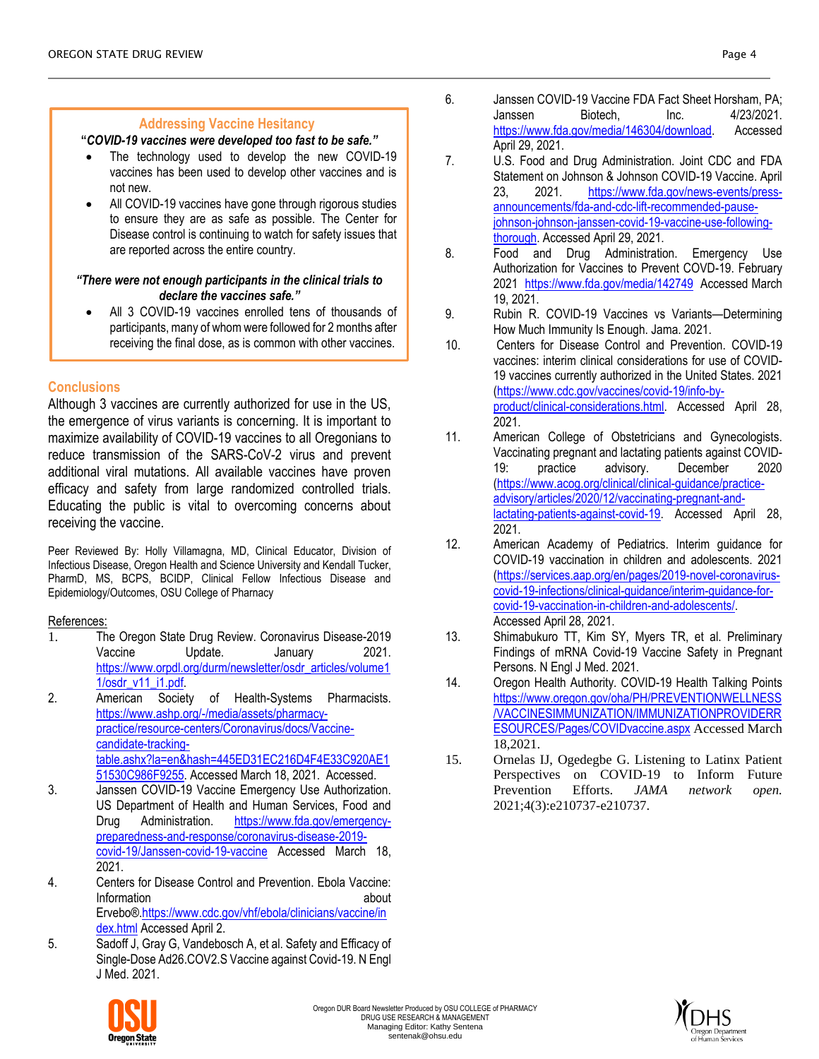### Addressing Vaccine Hesitancy

**"*COVID-19 vaccines were developed too fast to be safe.*"**

- The technology used to develop the new COVID-19 vaccines has been used to develop other vaccines and is not new.
- All COVID-19 vaccines have gone through rigorous studies to ensure they are as safe as possible. The Center for Disease control is continuing to watch for safety issues that are reported across the entire country.

***"There were not enough participants in the clinical trials to declare the vaccines safe."***

- All 3 COVID-19 vaccines enrolled tens of thousands of participants, many of whom were followed for 2 months after receiving the final dose, as is common with other vaccines.

## Conclusions

Although 3 vaccines are currently authorized for use in the US, the emergence of virus variants is concerning. It is important to maximize availability of COVID-19 vaccines to all Oregonians to reduce transmission of the SARS-CoV-2 virus and prevent additional viral mutations. All available vaccines have proven efficacy and safety from large randomized controlled trials. Educating the public is vital to overcoming concerns about receiving the vaccine.

Peer Reviewed By: Holly Villamagna, MD, Clinical Educator, Division of Infectious Disease, Oregon Health and Science University and Kendall Tucker, PharmD, MS, BCPS, BCIDP, Clinical Fellow Infectious Disease and Epidemiology/Outcomes, OSU College of Pharmacy

References:

1. The Oregon State Drug Review. Coronavirus Disease-2019 Vaccine Update. January 2021. https://www.orpdl.org/durm/newsletter/osdr_articles/volume11/osdr_v11_i1.pdf.
2. American Society of Health-Systems Pharmacists. https://www.ashp.org/-/media/assets/pharmacy-practice/resource-centers/Coronavirus/docs/Vaccine-candidate-tracking-table.ashx?la=en&hash=445ED31EC216D4F4E33C920AE151530C986F9255. Accessed March 18, 2021. Accessed.
3. Janssen COVID-19 Vaccine Emergency Use Authorization. US Department of Health and Human Services, Food and Drug Administration. https://www.fda.gov/emergency-preparedness-and-response/coronavirus-disease-2019-covid-19/Janssen-covid-19-vaccine Accessed March 18, 2021.
4. Centers for Disease Control and Prevention. Ebola Vaccine: Information about Ervebo®.https://www.cdc.gov/vhf/ebola/clinicians/vaccine/index.html Accessed April 2.
5. Sadoff J, Gray G, Vandebosch A, et al. Safety and Efficacy of Single-Dose Ad26.COV2.S Vaccine against Covid-19. N Engl J Med. 2021.
6. Janssen COVID-19 Vaccine FDA Fact Sheet Horsham, PA; Janssen Biotech, Inc. 4/23/2021. https://www.fda.gov/media/146304/download. Accessed April 29, 2021.
7. U.S. Food and Drug Administration. Joint CDC and FDA Statement on Johnson & Johnson COVID-19 Vaccine. April 23, 2021. https://www.fda.gov/news-events/press-announcements/fda-and-cdc-lift-recommended-pause-johnson-johnson-janssen-covid-19-vaccine-use-following-thorough. Accessed April 29, 2021.
8. Food and Drug Administration. Emergency Use Authorization for Vaccines to Prevent COVD-19. February 2021 https://www.fda.gov/media/142749 Accessed March 19, 2021.
9. Rubin R. COVID-19 Vaccines vs Variants—Determining How Much Immunity Is Enough. Jama. 2021.
10. Centers for Disease Control and Prevention. COVID-19 vaccines: interim clinical considerations for use of COVID-19 vaccines currently authorized in the United States. 2021 (https://www.cdc.gov/vaccines/covid-19/info-by-product/clinical-considerations.html. Accessed April 28, 2021.
11. American College of Obstetricians and Gynecologists. Vaccinating pregnant and lactating patients against COVID-19: practice advisory. December 2020 (https://www.acog.org/clinical/clinical-guidance/practice-advisory/articles/2020/12/vaccinating-pregnant-and-lactating-patients-against-covid-19. Accessed April 28, 2021.
12. American Academy of Pediatrics. Interim guidance for COVID-19 vaccination in children and adolescents. 2021 (https://services.aap.org/en/pages/2019-novel-coronavirus-covid-19-infections/clinical-guidance/interim-guidance-for-covid-19-vaccination-in-children-and-adolescents/. Accessed April 28, 2021.
13. Shimabukuro TT, Kim SY, Myers TR, et al. Preliminary Findings of mRNA Covid-19 Vaccine Safety in Pregnant Persons. N Engl J Med. 2021.
14. Oregon Health Authority. COVID-19 Health Talking Points https://www.oregon.gov/oha/PH/PREVENTIONWELLNESS/VACCINESIMMUNIZATION/IMMUNIZATIONPROVIDERRESOURCES/Pages/COVIDvaccine.aspx Accessed March 18,2021.
15. Ornelas IJ, Ogedegbe G. Listening to Latinx Patient Perspectives on COVID-19 to Inform Future Prevention Efforts. *JAMA network open.* 2021;4(3):e210737-e210737.

Oregon DUR Board Newsletter Produced by OSU COLLEGE of PHARMACY
DRUG USE RESEARCH & MANAGEMENT
Managing Editor: Kathy Sentena
sentenak@ohsu.edu